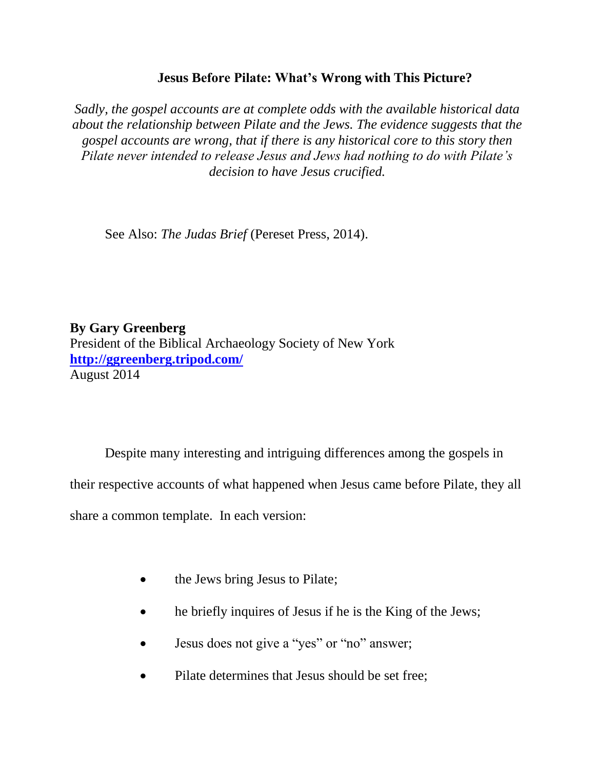# Jesus Before Pilate: What's Wrong with This Picture?

*Sadly, the gospel accounts are at complete odds with the available historical data about the relationship between Pilate and the Jews. The evidence suggests that the gospel accounts are wrong, that if there is any historical core to this story then Pilate never intended to release Jesus and Jews had nothing to do with Pilate's decision to have Jesus crucified.*

See Also: *The Judas Brief* (Pereset Press, 2014).

**By Gary Greenberg**
President of the Biblical Archaeology Society of New York
**http://ggreenberg.tripod.com/**
August 2014

Despite many interesting and intriguing differences among the gospels in their respective accounts of what happened when Jesus came before Pilate, they all share a common template. In each version:

- the Jews bring Jesus to Pilate;
- he briefly inquires of Jesus if he is the King of the Jews;
- Jesus does not give a "yes" or "no" answer;
- Pilate determines that Jesus should be set free;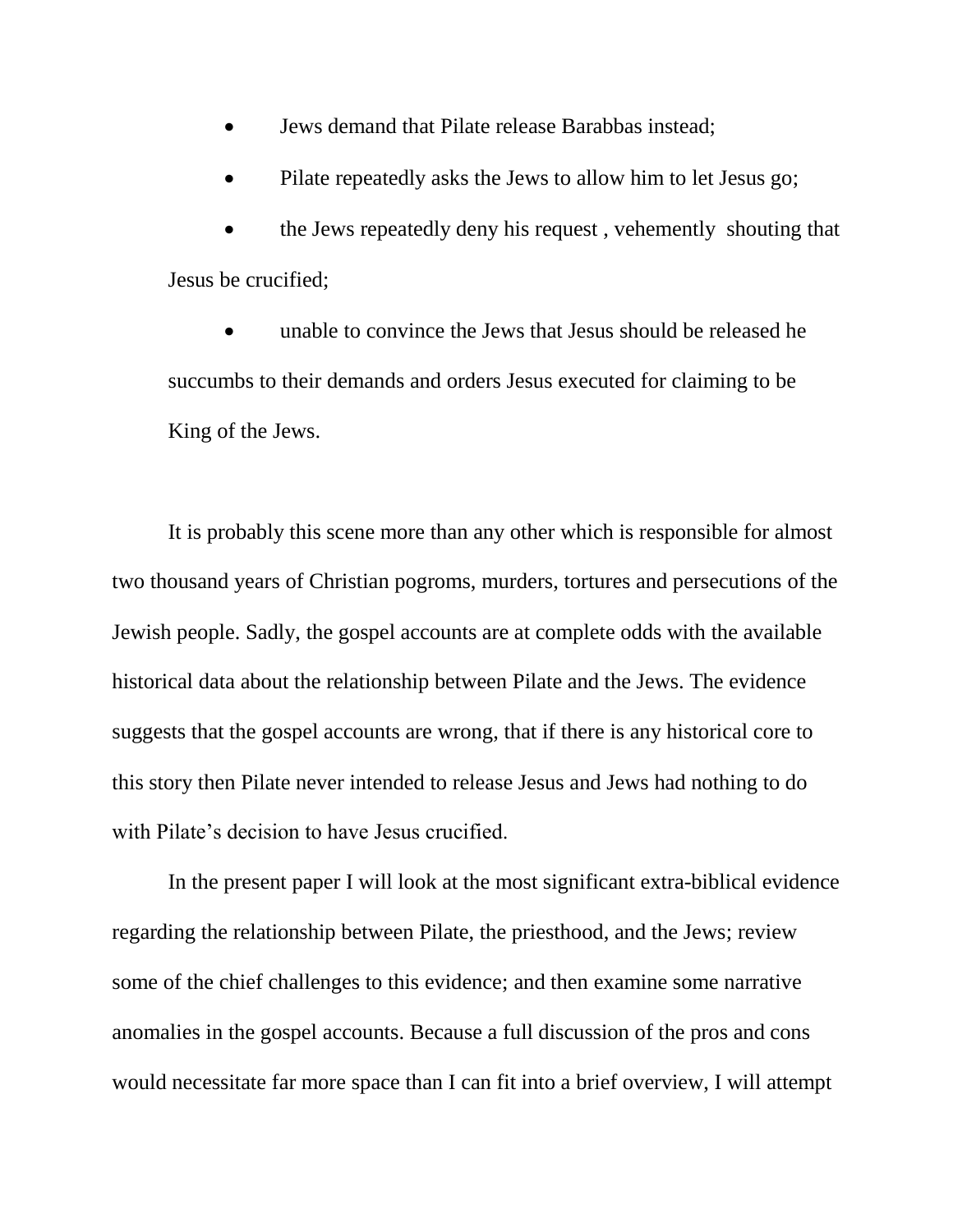- Jews demand that Pilate release Barabbas instead;
- Pilate repeatedly asks the Jews to allow him to let Jesus go;
- the Jews repeatedly deny his request , vehemently shouting that Jesus be crucified;
- unable to convince the Jews that Jesus should be released he succumbs to their demands and orders Jesus executed for claiming to be King of the Jews.

It is probably this scene more than any other which is responsible for almost two thousand years of Christian pogroms, murders, tortures and persecutions of the Jewish people. Sadly, the gospel accounts are at complete odds with the available historical data about the relationship between Pilate and the Jews. The evidence suggests that the gospel accounts are wrong, that if there is any historical core to this story then Pilate never intended to release Jesus and Jews had nothing to do with Pilate's decision to have Jesus crucified.

In the present paper I will look at the most significant extra-biblical evidence regarding the relationship between Pilate, the priesthood, and the Jews; review some of the chief challenges to this evidence; and then examine some narrative anomalies in the gospel accounts. Because a full discussion of the pros and cons would necessitate far more space than I can fit into a brief overview, I will attempt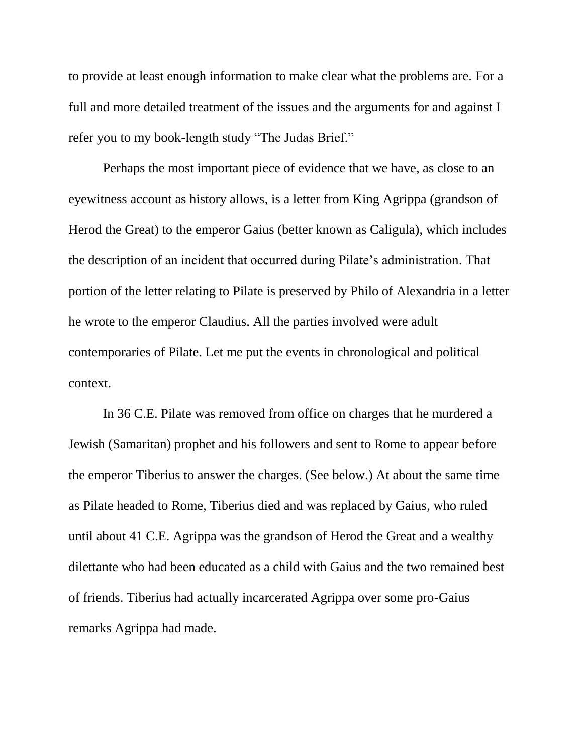to provide at least enough information to make clear what the problems are. For a full and more detailed treatment of the issues and the arguments for and against I refer you to my book-length study "The Judas Brief."

Perhaps the most important piece of evidence that we have, as close to an eyewitness account as history allows, is a letter from King Agrippa (grandson of Herod the Great) to the emperor Gaius (better known as Caligula), which includes the description of an incident that occurred during Pilate's administration. That portion of the letter relating to Pilate is preserved by Philo of Alexandria in a letter he wrote to the emperor Claudius. All the parties involved were adult contemporaries of Pilate. Let me put the events in chronological and political context.

In 36 C.E. Pilate was removed from office on charges that he murdered a Jewish (Samaritan) prophet and his followers and sent to Rome to appear before the emperor Tiberius to answer the charges. (See below.) At about the same time as Pilate headed to Rome, Tiberius died and was replaced by Gaius, who ruled until about 41 C.E. Agrippa was the grandson of Herod the Great and a wealthy dilettante who had been educated as a child with Gaius and the two remained best of friends. Tiberius had actually incarcerated Agrippa over some pro-Gaius remarks Agrippa had made.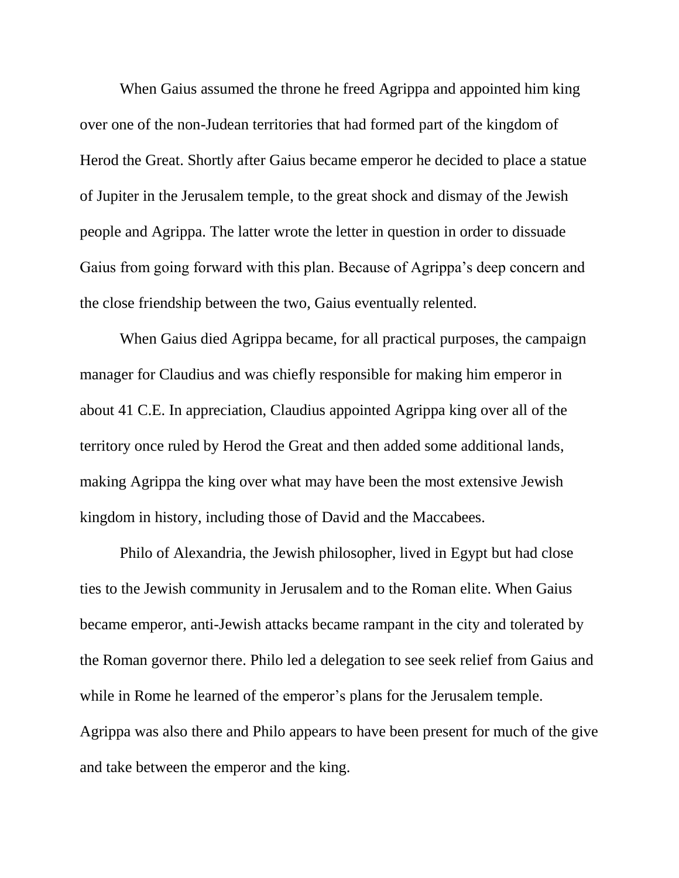When Gaius assumed the throne he freed Agrippa and appointed him king over one of the non-Judean territories that had formed part of the kingdom of Herod the Great. Shortly after Gaius became emperor he decided to place a statue of Jupiter in the Jerusalem temple, to the great shock and dismay of the Jewish people and Agrippa. The latter wrote the letter in question in order to dissuade Gaius from going forward with this plan. Because of Agrippa's deep concern and the close friendship between the two, Gaius eventually relented.

When Gaius died Agrippa became, for all practical purposes, the campaign manager for Claudius and was chiefly responsible for making him emperor in about 41 C.E. In appreciation, Claudius appointed Agrippa king over all of the territory once ruled by Herod the Great and then added some additional lands, making Agrippa the king over what may have been the most extensive Jewish kingdom in history, including those of David and the Maccabees.

Philo of Alexandria, the Jewish philosopher, lived in Egypt but had close ties to the Jewish community in Jerusalem and to the Roman elite. When Gaius became emperor, anti-Jewish attacks became rampant in the city and tolerated by the Roman governor there. Philo led a delegation to see seek relief from Gaius and while in Rome he learned of the emperor's plans for the Jerusalem temple. Agrippa was also there and Philo appears to have been present for much of the give and take between the emperor and the king.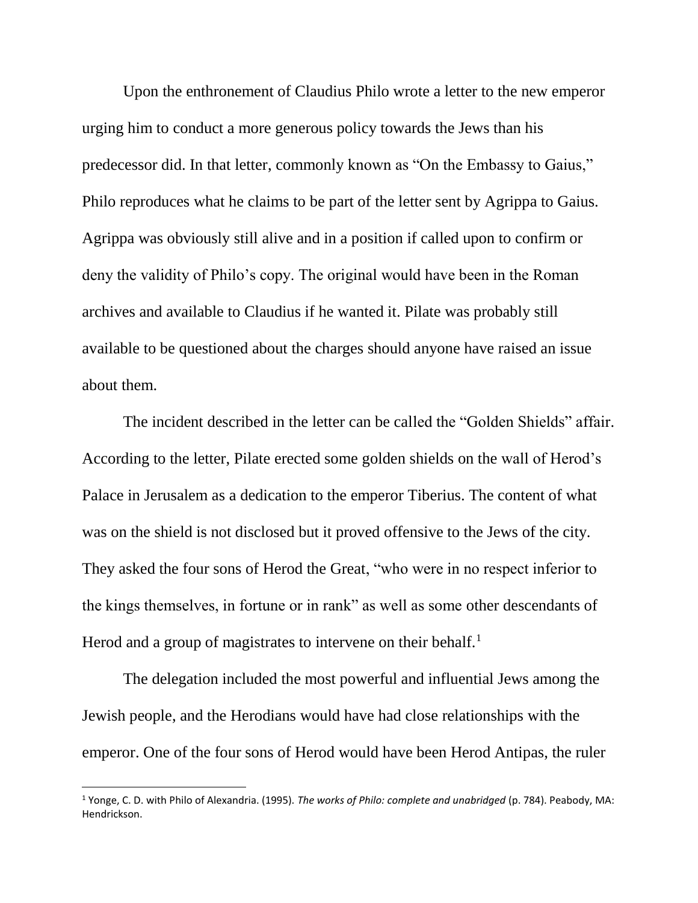Upon the enthronement of Claudius Philo wrote a letter to the new emperor urging him to conduct a more generous policy towards the Jews than his predecessor did. In that letter, commonly known as "On the Embassy to Gaius," Philo reproduces what he claims to be part of the letter sent by Agrippa to Gaius. Agrippa was obviously still alive and in a position if called upon to confirm or deny the validity of Philo's copy. The original would have been in the Roman archives and available to Claudius if he wanted it. Pilate was probably still available to be questioned about the charges should anyone have raised an issue about them.

The incident described in the letter can be called the "Golden Shields" affair. According to the letter, Pilate erected some golden shields on the wall of Herod's Palace in Jerusalem as a dedication to the emperor Tiberius. The content of what was on the shield is not disclosed but it proved offensive to the Jews of the city. They asked the four sons of Herod the Great, "who were in no respect inferior to the kings themselves, in fortune or in rank" as well as some other descendants of Herod and a group of magistrates to intervene on their behalf.[1]

The delegation included the most powerful and influential Jews among the Jewish people, and the Herodians would have had close relationships with the emperor. One of the four sons of Herod would have been Herod Antipas, the ruler

---

[1] Yonge, C. D. with Philo of Alexandria. (1995). *The works of Philo: complete and unabridged* (p. 784). Peabody, MA: Hendrickson.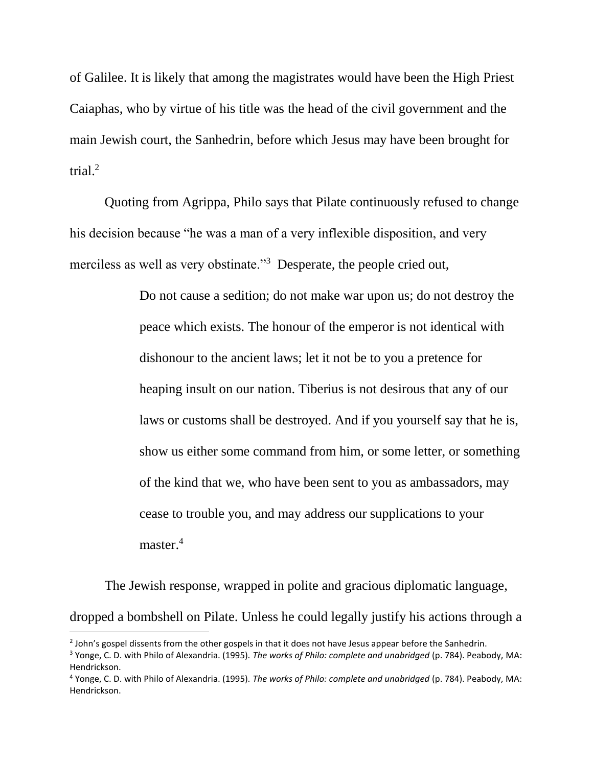of Galilee. It is likely that among the magistrates would have been the High Priest Caiaphas, who by virtue of his title was the head of the civil government and the main Jewish court, the Sanhedrin, before which Jesus may have been brought for trial.[2]

Quoting from Agrippa, Philo says that Pilate continuously refused to change his decision because "he was a man of a very inflexible disposition, and very merciless as well as very obstinate."[3] Desperate, the people cried out,

> Do not cause a sedition; do not make war upon us; do not destroy the peace which exists. The honour of the emperor is not identical with dishonour to the ancient laws; let it not be to you a pretence for heaping insult on our nation. Tiberius is not desirous that any of our laws or customs shall be destroyed. And if you yourself say that he is, show us either some command from him, or some letter, or something of the kind that we, who have been sent to you as ambassadors, may cease to trouble you, and may address our supplications to your master.[4]

The Jewish response, wrapped in polite and gracious diplomatic language, dropped a bombshell on Pilate. Unless he could legally justify his actions through a

---

[2] John's gospel dissents from the other gospels in that it does not have Jesus appear before the Sanhedrin.

[3] Yonge, C. D. with Philo of Alexandria. (1995). *The works of Philo: complete and unabridged* (p. 784). Peabody, MA: Hendrickson.

[4] Yonge, C. D. with Philo of Alexandria. (1995). *The works of Philo: complete and unabridged* (p. 784). Peabody, MA: Hendrickson.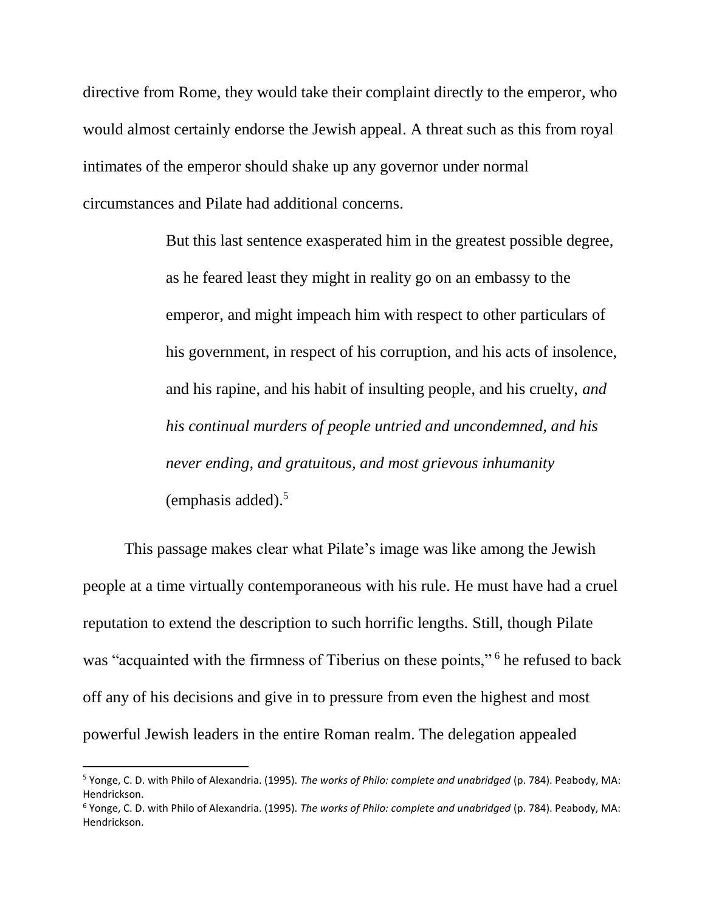directive from Rome, they would take their complaint directly to the emperor, who would almost certainly endorse the Jewish appeal. A threat such as this from royal intimates of the emperor should shake up any governor under normal circumstances and Pilate had additional concerns.

> But this last sentence exasperated him in the greatest possible degree, as he feared least they might in reality go on an embassy to the emperor, and might impeach him with respect to other particulars of his government, in respect of his corruption, and his acts of insolence, and his rapine, and his habit of insulting people, and his cruelty, *and his continual murders of people untried and uncondemned, and his never ending, and gratuitous, and most grievous inhumanity* (emphasis added).[5]

This passage makes clear what Pilate's image was like among the Jewish people at a time virtually contemporaneous with his rule. He must have had a cruel reputation to extend the description to such horrific lengths. Still, though Pilate was "acquainted with the firmness of Tiberius on these points,"[6] he refused to back off any of his decisions and give in to pressure from even the highest and most powerful Jewish leaders in the entire Roman realm. The delegation appealed

---

[5] Yonge, C. D. with Philo of Alexandria. (1995). *The works of Philo: complete and unabridged* (p. 784). Peabody, MA: Hendrickson.

[6] Yonge, C. D. with Philo of Alexandria. (1995). *The works of Philo: complete and unabridged* (p. 784). Peabody, MA: Hendrickson.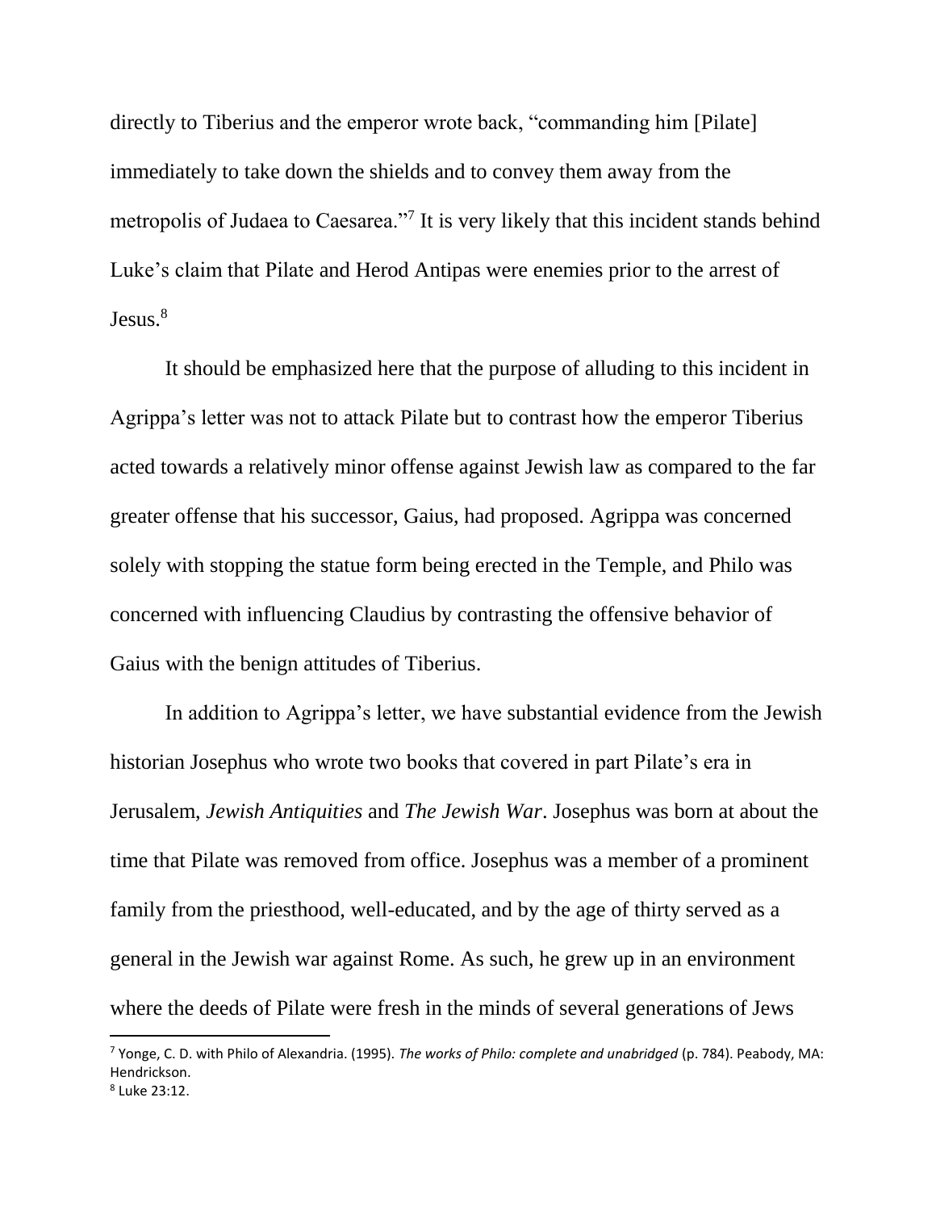directly to Tiberius and the emperor wrote back, "commanding him [Pilate] immediately to take down the shields and to convey them away from the metropolis of Judaea to Caesarea."[7] It is very likely that this incident stands behind Luke's claim that Pilate and Herod Antipas were enemies prior to the arrest of Jesus.[8]

It should be emphasized here that the purpose of alluding to this incident in Agrippa's letter was not to attack Pilate but to contrast how the emperor Tiberius acted towards a relatively minor offense against Jewish law as compared to the far greater offense that his successor, Gaius, had proposed. Agrippa was concerned solely with stopping the statue form being erected in the Temple, and Philo was concerned with influencing Claudius by contrasting the offensive behavior of Gaius with the benign attitudes of Tiberius.

In addition to Agrippa's letter, we have substantial evidence from the Jewish historian Josephus who wrote two books that covered in part Pilate's era in Jerusalem, *Jewish Antiquities* and *The Jewish War*. Josephus was born at about the time that Pilate was removed from office. Josephus was a member of a prominent family from the priesthood, well-educated, and by the age of thirty served as a general in the Jewish war against Rome. As such, he grew up in an environment where the deeds of Pilate were fresh in the minds of several generations of Jews

---

[7] Yonge, C. D. with Philo of Alexandria. (1995). *The works of Philo: complete and unabridged* (p. 784). Peabody, MA: Hendrickson.

[8] Luke 23:12.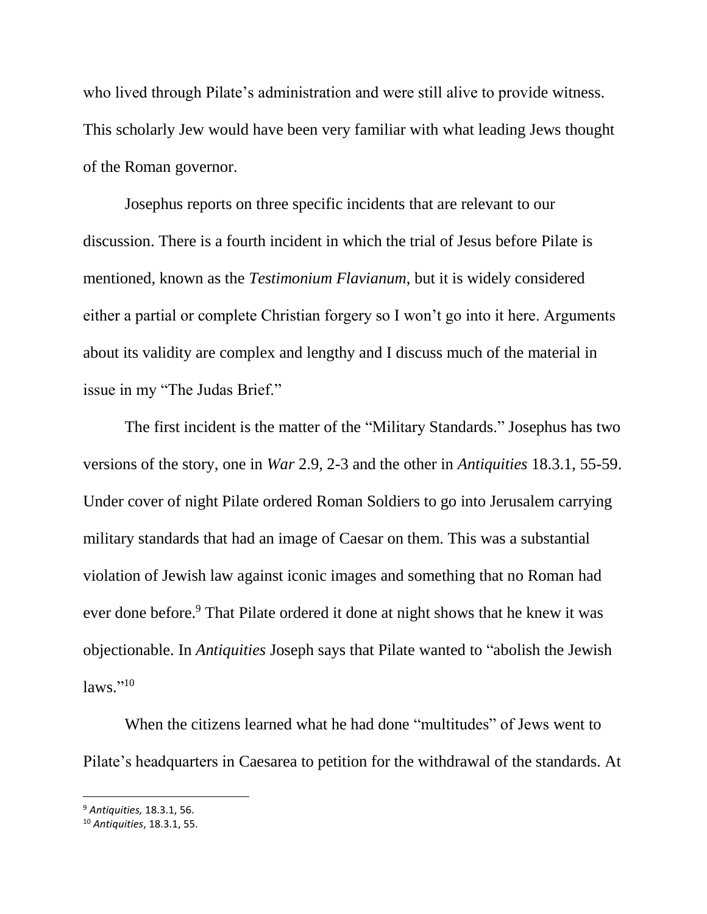who lived through Pilate's administration and were still alive to provide witness. This scholarly Jew would have been very familiar with what leading Jews thought of the Roman governor.

Josephus reports on three specific incidents that are relevant to our discussion. There is a fourth incident in which the trial of Jesus before Pilate is mentioned, known as the *Testimonium Flavianum*, but it is widely considered either a partial or complete Christian forgery so I won't go into it here. Arguments about its validity are complex and lengthy and I discuss much of the material in issue in my "The Judas Brief."

The first incident is the matter of the "Military Standards." Josephus has two versions of the story, one in *War* 2.9, 2-3 and the other in *Antiquities* 18.3.1, 55-59. Under cover of night Pilate ordered Roman Soldiers to go into Jerusalem carrying military standards that had an image of Caesar on them. This was a substantial violation of Jewish law against iconic images and something that no Roman had ever done before.[9] That Pilate ordered it done at night shows that he knew it was objectionable. In *Antiquities* Joseph says that Pilate wanted to "abolish the Jewish laws."[10]

When the citizens learned what he had done "multitudes" of Jews went to Pilate's headquarters in Caesarea to petition for the withdrawal of the standards. At

---

[9] *Antiquities,* 18.3.1, 56.
[10] *Antiquities*, 18.3.1, 55.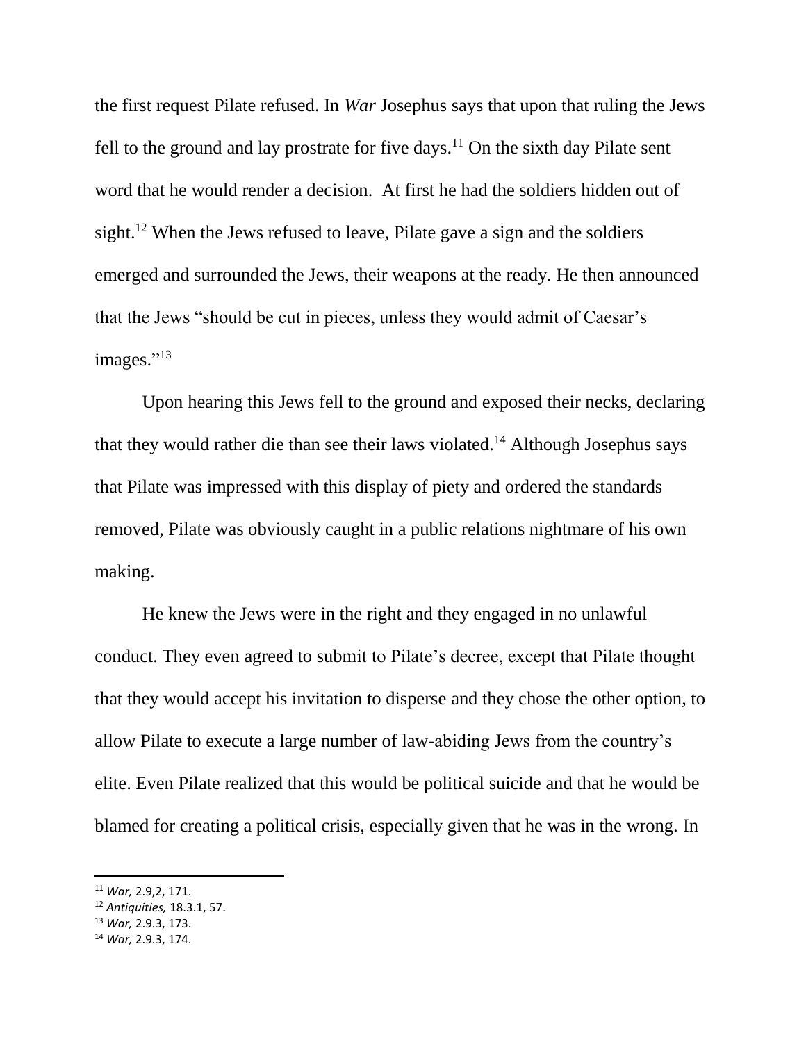the first request Pilate refused. In *War* Josephus says that upon that ruling the Jews fell to the ground and lay prostrate for five days.[11] On the sixth day Pilate sent word that he would render a decision. At first he had the soldiers hidden out of sight.[12] When the Jews refused to leave, Pilate gave a sign and the soldiers emerged and surrounded the Jews, their weapons at the ready. He then announced that the Jews "should be cut in pieces, unless they would admit of Caesar's images."[13]

Upon hearing this Jews fell to the ground and exposed their necks, declaring that they would rather die than see their laws violated.[14] Although Josephus says that Pilate was impressed with this display of piety and ordered the standards removed, Pilate was obviously caught in a public relations nightmare of his own making.

He knew the Jews were in the right and they engaged in no unlawful conduct. They even agreed to submit to Pilate's decree, except that Pilate thought that they would accept his invitation to disperse and they chose the other option, to allow Pilate to execute a large number of law-abiding Jews from the country's elite. Even Pilate realized that this would be political suicide and that he would be blamed for creating a political crisis, especially given that he was in the wrong. In

---

[11] *War,* 2.9,2, 171.

[12] *Antiquities,* 18.3.1, 57.

[13] *War,* 2.9.3, 173.

[14] *War,* 2.9.3, 174.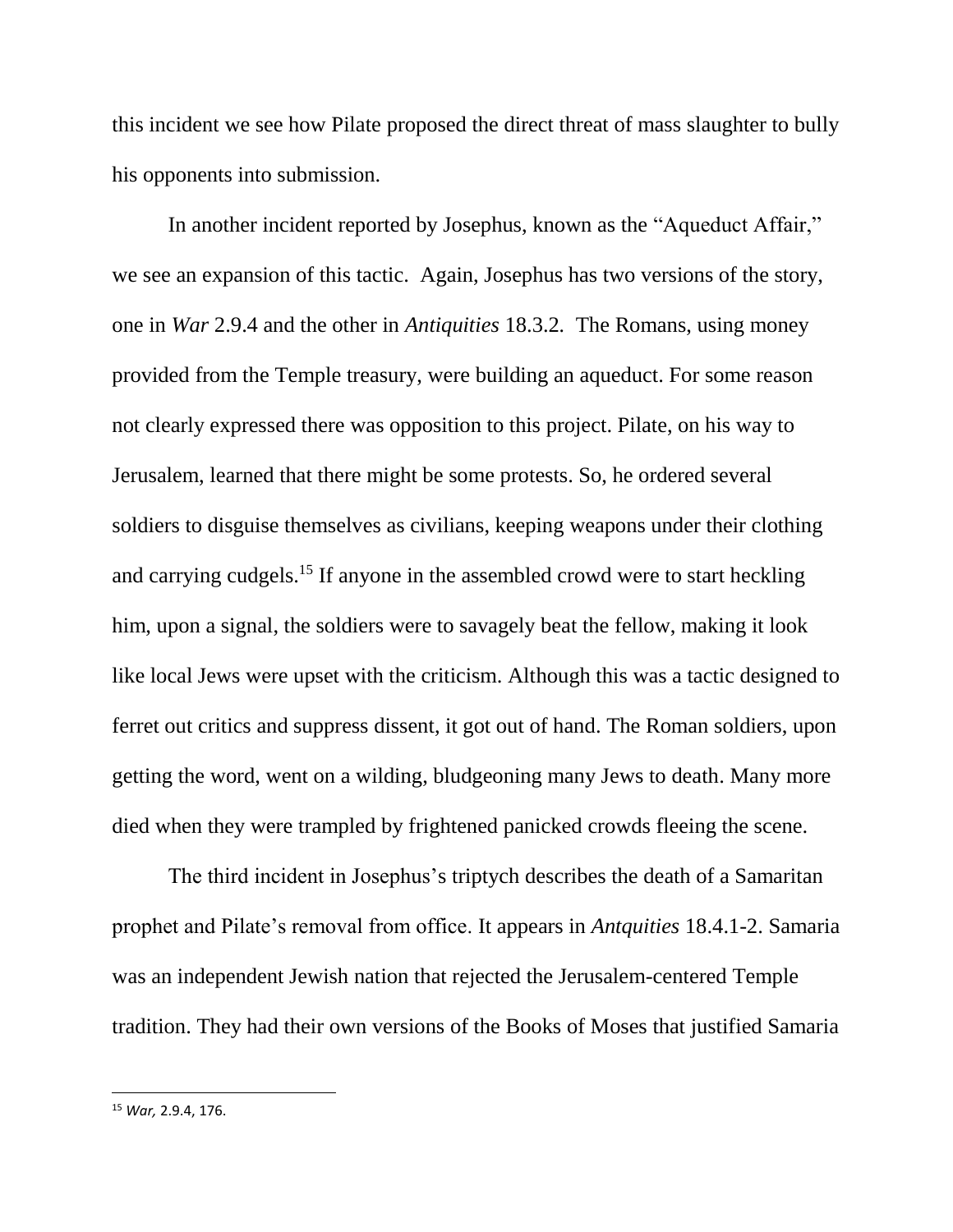this incident we see how Pilate proposed the direct threat of mass slaughter to bully his opponents into submission.

In another incident reported by Josephus, known as the "Aqueduct Affair," we see an expansion of this tactic. Again, Josephus has two versions of the story, one in *War* 2.9.4 and the other in *Antiquities* 18.3.2. The Romans, using money provided from the Temple treasury, were building an aqueduct. For some reason not clearly expressed there was opposition to this project. Pilate, on his way to Jerusalem, learned that there might be some protests. So, he ordered several soldiers to disguise themselves as civilians, keeping weapons under their clothing and carrying cudgels.[15] If anyone in the assembled crowd were to start heckling him, upon a signal, the soldiers were to savagely beat the fellow, making it look like local Jews were upset with the criticism. Although this was a tactic designed to ferret out critics and suppress dissent, it got out of hand. The Roman soldiers, upon getting the word, went on a wilding, bludgeoning many Jews to death. Many more died when they were trampled by frightened panicked crowds fleeing the scene.

The third incident in Josephus's triptych describes the death of a Samaritan prophet and Pilate's removal from office. It appears in *Antquities* 18.4.1-2. Samaria was an independent Jewish nation that rejected the Jerusalem-centered Temple tradition. They had their own versions of the Books of Moses that justified Samaria

---

[15] *War,* 2.9.4, 176.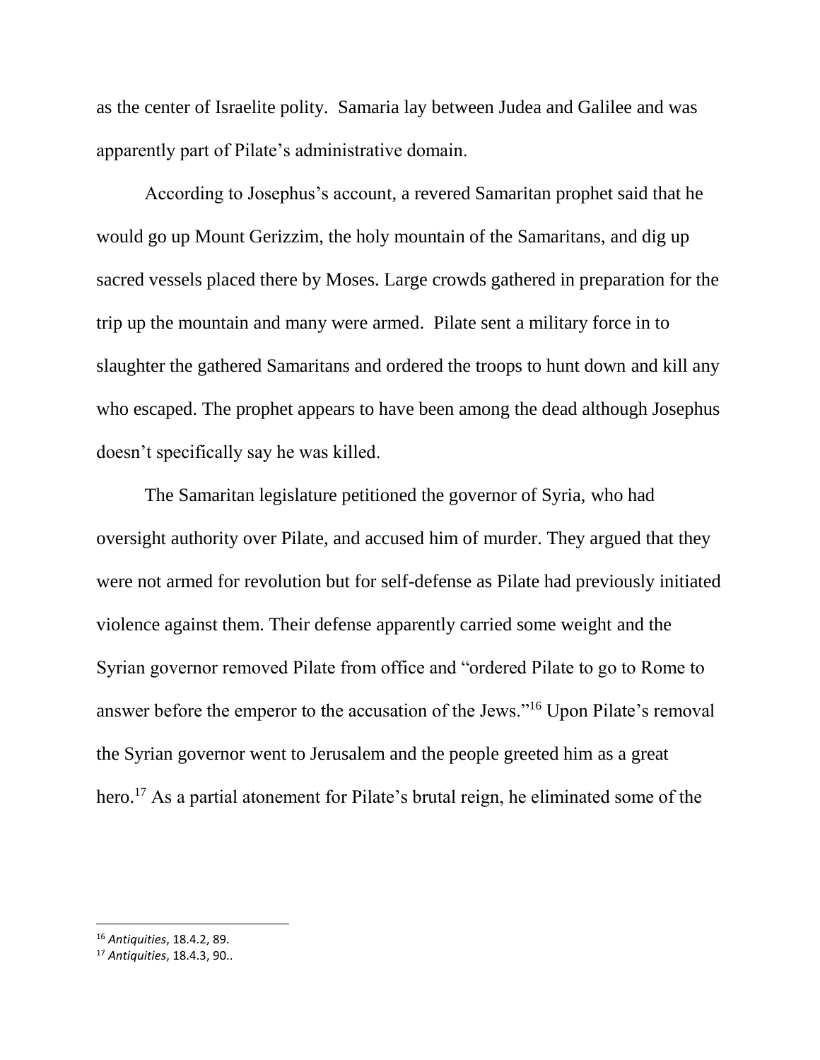as the center of Israelite polity. Samaria lay between Judea and Galilee and was apparently part of Pilate's administrative domain.

According to Josephus's account, a revered Samaritan prophet said that he would go up Mount Gerizzim, the holy mountain of the Samaritans, and dig up sacred vessels placed there by Moses. Large crowds gathered in preparation for the trip up the mountain and many were armed. Pilate sent a military force in to slaughter the gathered Samaritans and ordered the troops to hunt down and kill any who escaped. The prophet appears to have been among the dead although Josephus doesn't specifically say he was killed.

The Samaritan legislature petitioned the governor of Syria, who had oversight authority over Pilate, and accused him of murder. They argued that they were not armed for revolution but for self-defense as Pilate had previously initiated violence against them. Their defense apparently carried some weight and the Syrian governor removed Pilate from office and "ordered Pilate to go to Rome to answer before the emperor to the accusation of the Jews."[16] Upon Pilate's removal the Syrian governor went to Jerusalem and the people greeted him as a great hero.[17] As a partial atonement for Pilate's brutal reign, he eliminated some of the

---

[16] *Antiquities*, 18.4.2, 89.

[17] *Antiquities*, 18.4.3, 90..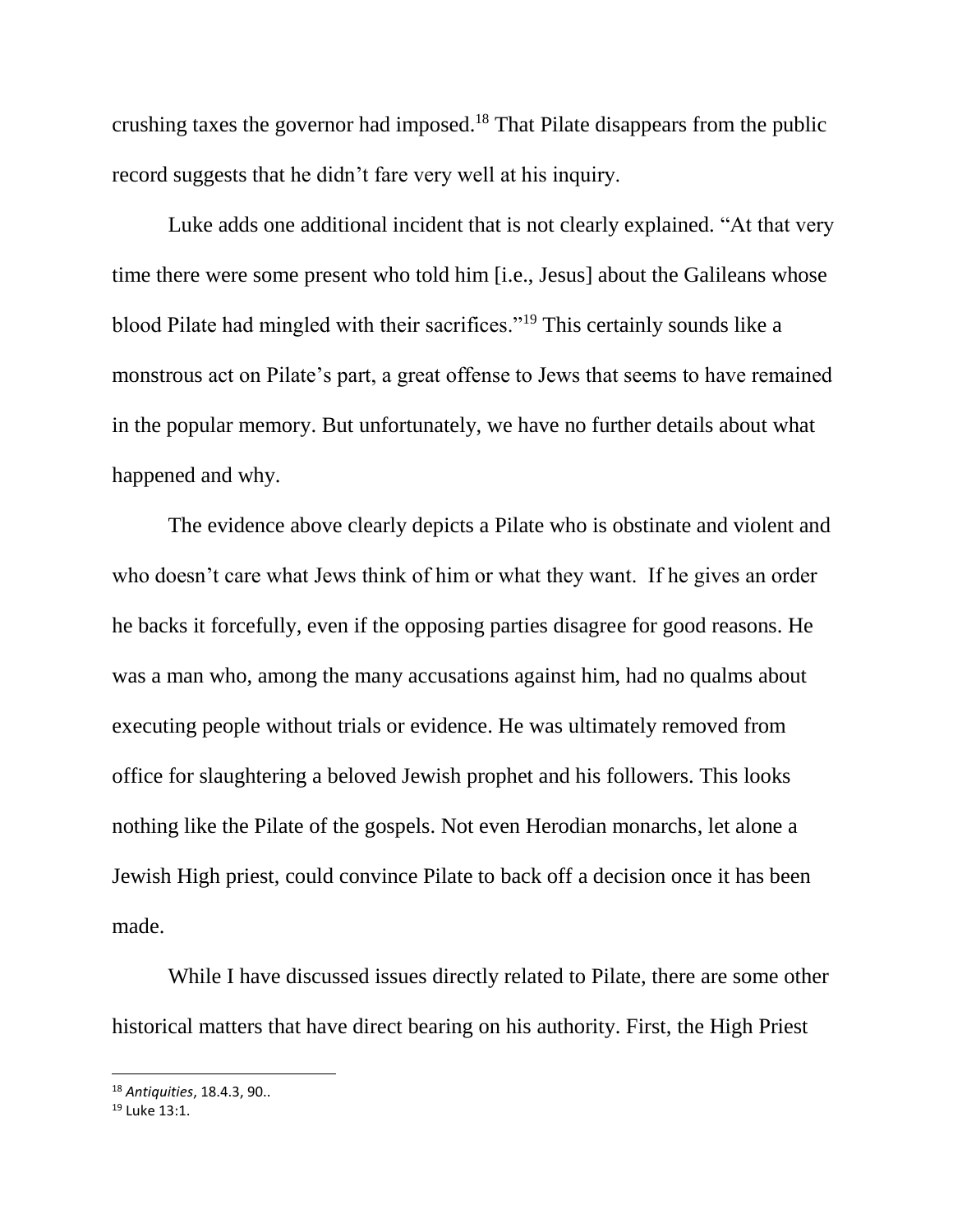crushing taxes the governor had imposed.[18] That Pilate disappears from the public record suggests that he didn't fare very well at his inquiry.

Luke adds one additional incident that is not clearly explained. "At that very time there were some present who told him [i.e., Jesus] about the Galileans whose blood Pilate had mingled with their sacrifices."[19] This certainly sounds like a monstrous act on Pilate's part, a great offense to Jews that seems to have remained in the popular memory. But unfortunately, we have no further details about what happened and why.

The evidence above clearly depicts a Pilate who is obstinate and violent and who doesn't care what Jews think of him or what they want. If he gives an order he backs it forcefully, even if the opposing parties disagree for good reasons. He was a man who, among the many accusations against him, had no qualms about executing people without trials or evidence. He was ultimately removed from office for slaughtering a beloved Jewish prophet and his followers. This looks nothing like the Pilate of the gospels. Not even Herodian monarchs, let alone a Jewish High priest, could convince Pilate to back off a decision once it has been made.

While I have discussed issues directly related to Pilate, there are some other historical matters that have direct bearing on his authority. First, the High Priest

---

[18] *Antiquities*, 18.4.3, 90..

[19] Luke 13:1.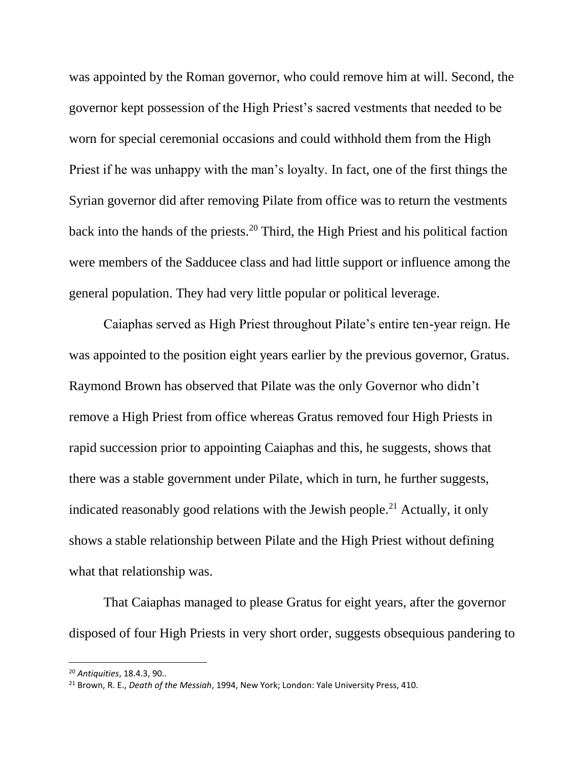was appointed by the Roman governor, who could remove him at will. Second, the governor kept possession of the High Priest's sacred vestments that needed to be worn for special ceremonial occasions and could withhold them from the High Priest if he was unhappy with the man's loyalty. In fact, one of the first things the Syrian governor did after removing Pilate from office was to return the vestments back into the hands of the priests.[20] Third, the High Priest and his political faction were members of the Sadducee class and had little support or influence among the general population. They had very little popular or political leverage.

Caiaphas served as High Priest throughout Pilate's entire ten-year reign. He was appointed to the position eight years earlier by the previous governor, Gratus. Raymond Brown has observed that Pilate was the only Governor who didn't remove a High Priest from office whereas Gratus removed four High Priests in rapid succession prior to appointing Caiaphas and this, he suggests, shows that there was a stable government under Pilate, which in turn, he further suggests, indicated reasonably good relations with the Jewish people.[21] Actually, it only shows a stable relationship between Pilate and the High Priest without defining what that relationship was.

That Caiaphas managed to please Gratus for eight years, after the governor disposed of four High Priests in very short order, suggests obsequious pandering to

---

[20] *Antiquities*, 18.4.3, 90..

[21] Brown, R. E., *Death of the Messiah*, 1994, New York; London: Yale University Press, 410.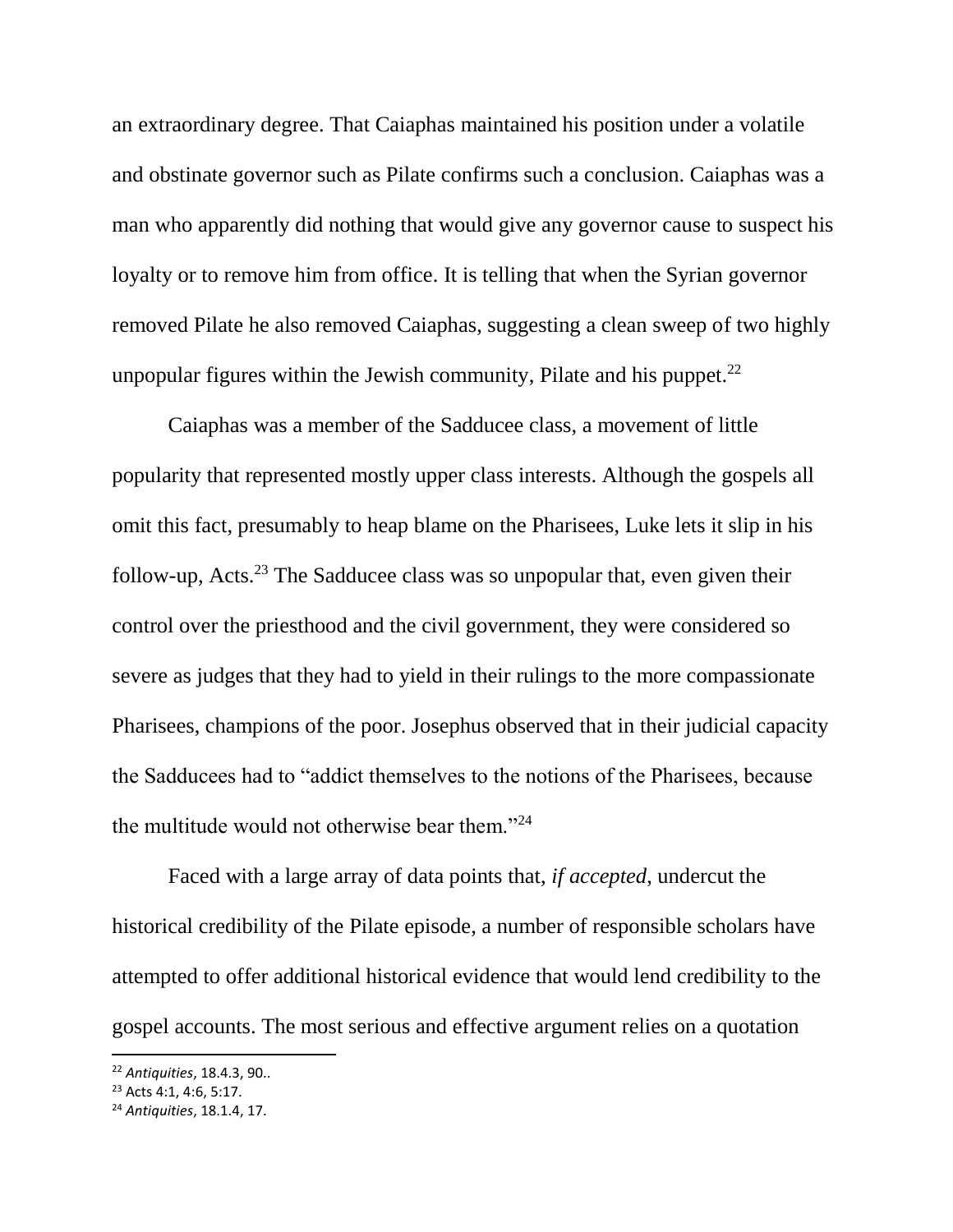an extraordinary degree. That Caiaphas maintained his position under a volatile and obstinate governor such as Pilate confirms such a conclusion. Caiaphas was a man who apparently did nothing that would give any governor cause to suspect his loyalty or to remove him from office. It is telling that when the Syrian governor removed Pilate he also removed Caiaphas, suggesting a clean sweep of two highly unpopular figures within the Jewish community, Pilate and his puppet.[22]

Caiaphas was a member of the Sadducee class, a movement of little popularity that represented mostly upper class interests. Although the gospels all omit this fact, presumably to heap blame on the Pharisees, Luke lets it slip in his follow-up, Acts.[23] The Sadducee class was so unpopular that, even given their control over the priesthood and the civil government, they were considered so severe as judges that they had to yield in their rulings to the more compassionate Pharisees, champions of the poor. Josephus observed that in their judicial capacity the Sadducees had to "addict themselves to the notions of the Pharisees, because the multitude would not otherwise bear them."[24]

Faced with a large array of data points that, *if accepted*, undercut the historical credibility of the Pilate episode, a number of responsible scholars have attempted to offer additional historical evidence that would lend credibility to the gospel accounts. The most serious and effective argument relies on a quotation

---

[22] *Antiquities*, 18.4.3, 90..

[23] Acts 4:1, 4:6, 5:17.

[24] *Antiquities*, 18.1.4, 17.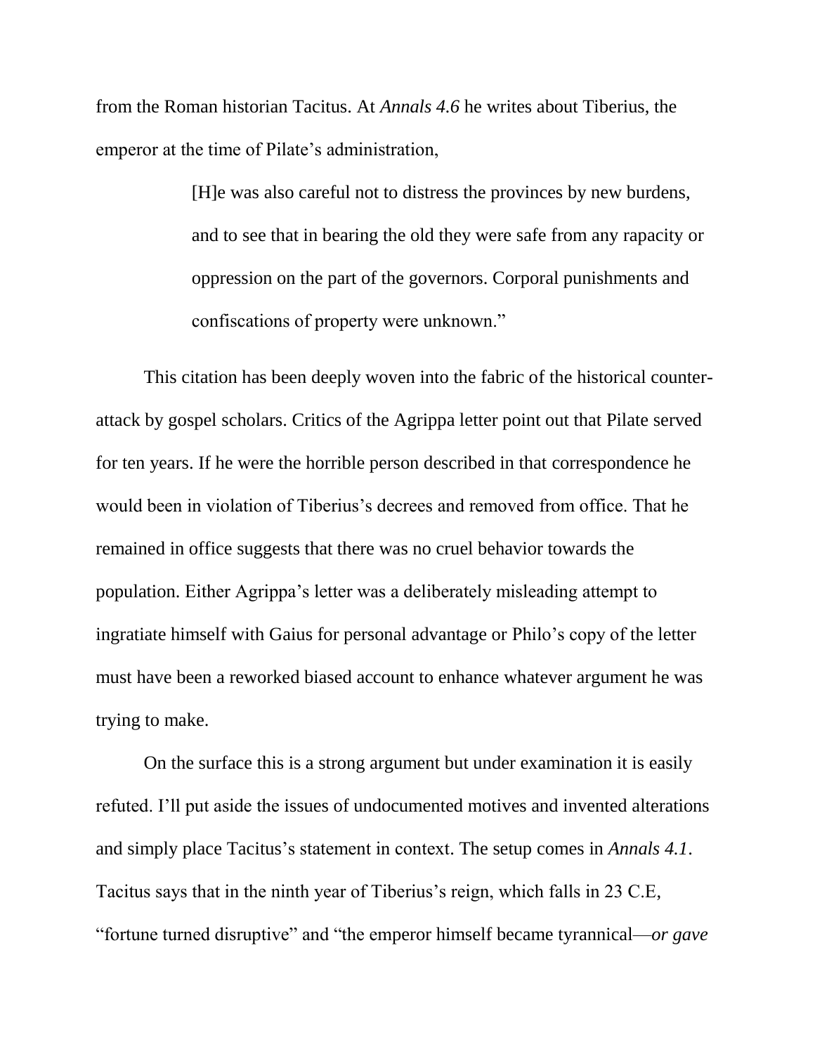from the Roman historian Tacitus. At *Annals 4.6* he writes about Tiberius, the emperor at the time of Pilate's administration,

> [H]e was also careful not to distress the provinces by new burdens, and to see that in bearing the old they were safe from any rapacity or oppression on the part of the governors. Corporal punishments and confiscations of property were unknown."

This citation has been deeply woven into the fabric of the historical counter-attack by gospel scholars. Critics of the Agrippa letter point out that Pilate served for ten years. If he were the horrible person described in that correspondence he would been in violation of Tiberius's decrees and removed from office. That he remained in office suggests that there was no cruel behavior towards the population. Either Agrippa's letter was a deliberately misleading attempt to ingratiate himself with Gaius for personal advantage or Philo's copy of the letter must have been a reworked biased account to enhance whatever argument he was trying to make.

On the surface this is a strong argument but under examination it is easily refuted. I'll put aside the issues of undocumented motives and invented alterations and simply place Tacitus's statement in context. The setup comes in *Annals 4.1*. Tacitus says that in the ninth year of Tiberius's reign, which falls in 23 C.E, "fortune turned disruptive" and "the emperor himself became tyrannical—*or gave*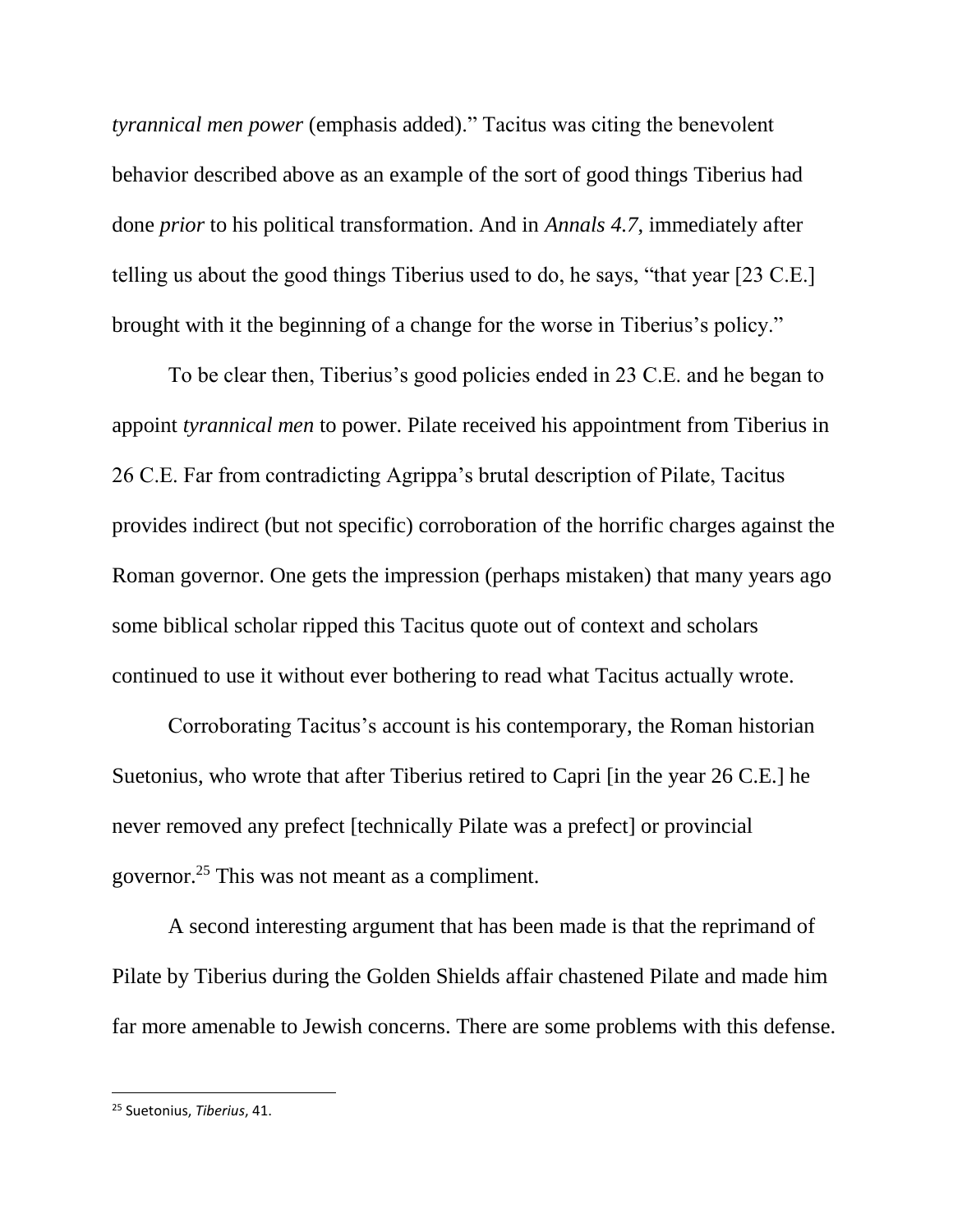*tyrannical men power* (emphasis added).” Tacitus was citing the benevolent behavior described above as an example of the sort of good things Tiberius had done *prior* to his political transformation. And in *Annals 4.7,* immediately after telling us about the good things Tiberius used to do, he says, “that year [23 C.E.] brought with it the beginning of a change for the worse in Tiberius’s policy.”

To be clear then, Tiberius’s good policies ended in 23 C.E. and he began to appoint *tyrannical men* to power. Pilate received his appointment from Tiberius in 26 C.E. Far from contradicting Agrippa’s brutal description of Pilate, Tacitus provides indirect (but not specific) corroboration of the horrific charges against the Roman governor. One gets the impression (perhaps mistaken) that many years ago some biblical scholar ripped this Tacitus quote out of context and scholars continued to use it without ever bothering to read what Tacitus actually wrote.

Corroborating Tacitus’s account is his contemporary, the Roman historian Suetonius, who wrote that after Tiberius retired to Capri [in the year 26 C.E.] he never removed any prefect [technically Pilate was a prefect] or provincial governor.[25] This was not meant as a compliment.

A second interesting argument that has been made is that the reprimand of Pilate by Tiberius during the Golden Shields affair chastened Pilate and made him far more amenable to Jewish concerns. There are some problems with this defense.

---

[25] Suetonius, *Tiberius*, 41.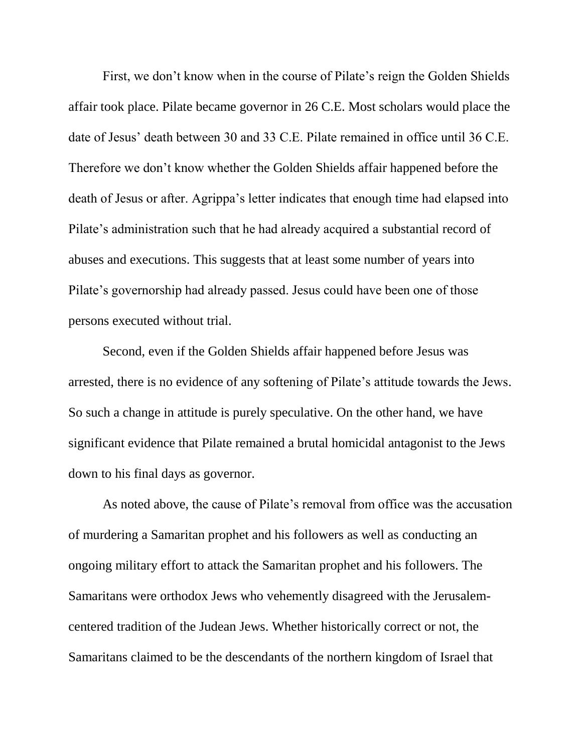First, we don't know when in the course of Pilate's reign the Golden Shields affair took place. Pilate became governor in 26 C.E. Most scholars would place the date of Jesus' death between 30 and 33 C.E. Pilate remained in office until 36 C.E. Therefore we don't know whether the Golden Shields affair happened before the death of Jesus or after. Agrippa's letter indicates that enough time had elapsed into Pilate's administration such that he had already acquired a substantial record of abuses and executions. This suggests that at least some number of years into Pilate's governorship had already passed. Jesus could have been one of those persons executed without trial.

Second, even if the Golden Shields affair happened before Jesus was arrested, there is no evidence of any softening of Pilate's attitude towards the Jews. So such a change in attitude is purely speculative. On the other hand, we have significant evidence that Pilate remained a brutal homicidal antagonist to the Jews down to his final days as governor.

As noted above, the cause of Pilate's removal from office was the accusation of murdering a Samaritan prophet and his followers as well as conducting an ongoing military effort to attack the Samaritan prophet and his followers. The Samaritans were orthodox Jews who vehemently disagreed with the Jerusalem-centered tradition of the Judean Jews. Whether historically correct or not, the Samaritans claimed to be the descendants of the northern kingdom of Israel that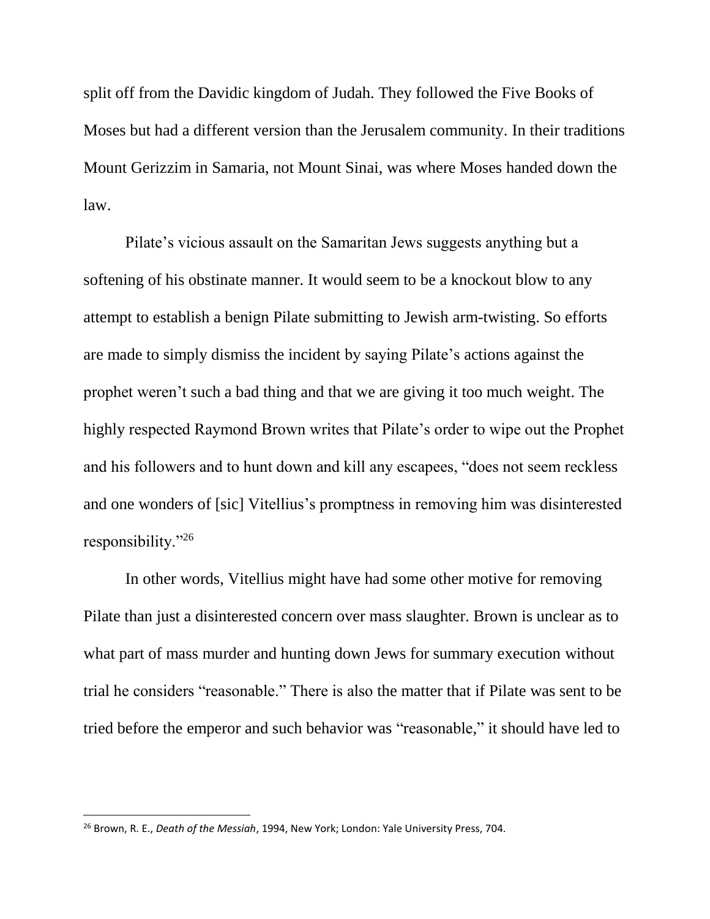split off from the Davidic kingdom of Judah. They followed the Five Books of Moses but had a different version than the Jerusalem community. In their traditions Mount Gerizzim in Samaria, not Mount Sinai, was where Moses handed down the law.

Pilate's vicious assault on the Samaritan Jews suggests anything but a softening of his obstinate manner. It would seem to be a knockout blow to any attempt to establish a benign Pilate submitting to Jewish arm-twisting. So efforts are made to simply dismiss the incident by saying Pilate's actions against the prophet weren't such a bad thing and that we are giving it too much weight. The highly respected Raymond Brown writes that Pilate's order to wipe out the Prophet and his followers and to hunt down and kill any escapees, "does not seem reckless and one wonders of [sic] Vitellius's promptness in removing him was disinterested responsibility."[26]

In other words, Vitellius might have had some other motive for removing Pilate than just a disinterested concern over mass slaughter. Brown is unclear as to what part of mass murder and hunting down Jews for summary execution without trial he considers "reasonable." There is also the matter that if Pilate was sent to be tried before the emperor and such behavior was "reasonable," it should have led to

---

[26] Brown, R. E., *Death of the Messiah*, 1994, New York; London: Yale University Press, 704.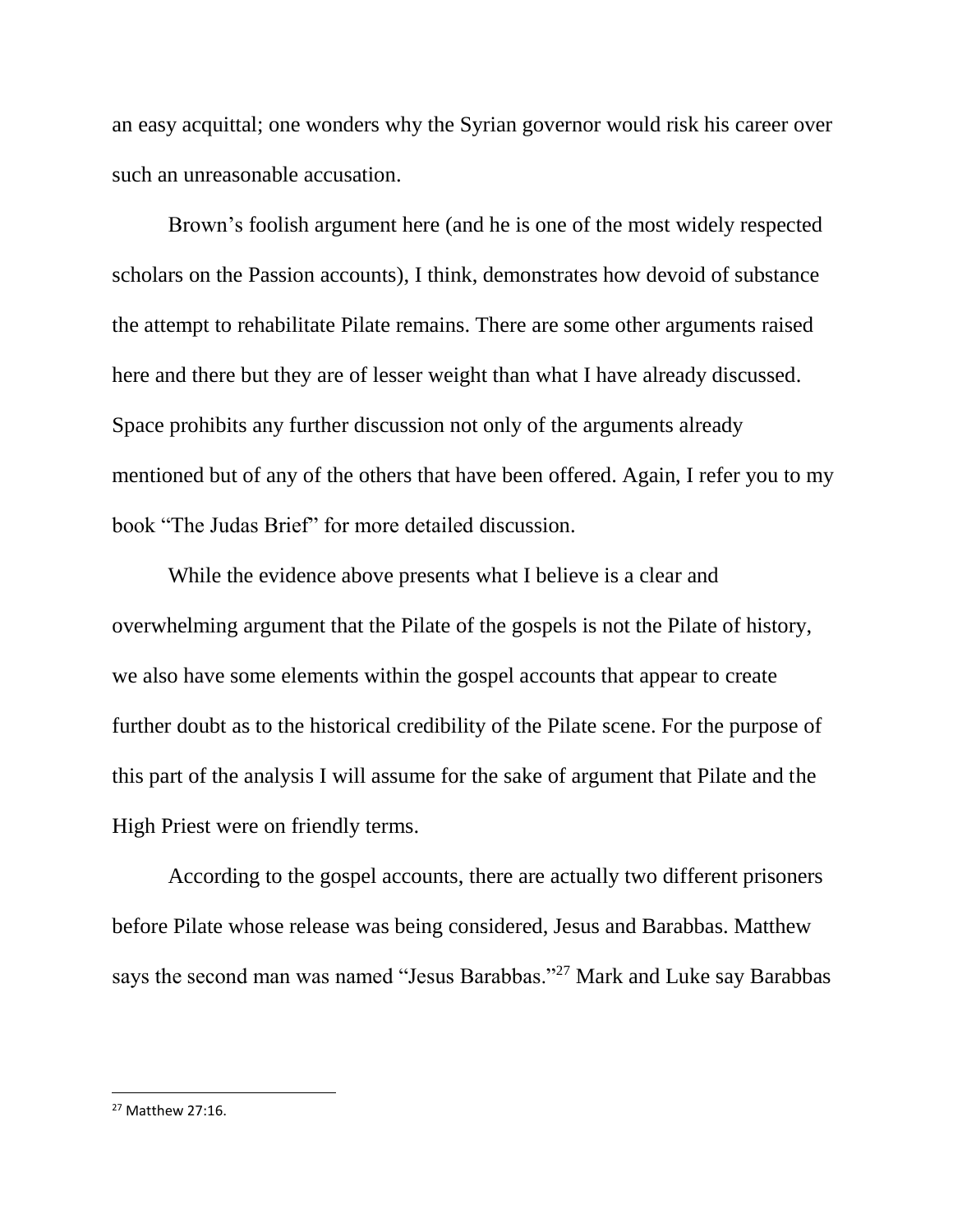an easy acquittal; one wonders why the Syrian governor would risk his career over such an unreasonable accusation.

Brown's foolish argument here (and he is one of the most widely respected scholars on the Passion accounts), I think, demonstrates how devoid of substance the attempt to rehabilitate Pilate remains. There are some other arguments raised here and there but they are of lesser weight than what I have already discussed. Space prohibits any further discussion not only of the arguments already mentioned but of any of the others that have been offered. Again, I refer you to my book "The Judas Brief" for more detailed discussion.

While the evidence above presents what I believe is a clear and overwhelming argument that the Pilate of the gospels is not the Pilate of history, we also have some elements within the gospel accounts that appear to create further doubt as to the historical credibility of the Pilate scene. For the purpose of this part of the analysis I will assume for the sake of argument that Pilate and the High Priest were on friendly terms.

According to the gospel accounts, there are actually two different prisoners before Pilate whose release was being considered, Jesus and Barabbas. Matthew says the second man was named "Jesus Barabbas."[27] Mark and Luke say Barabbas

---

[27] Matthew 27:16.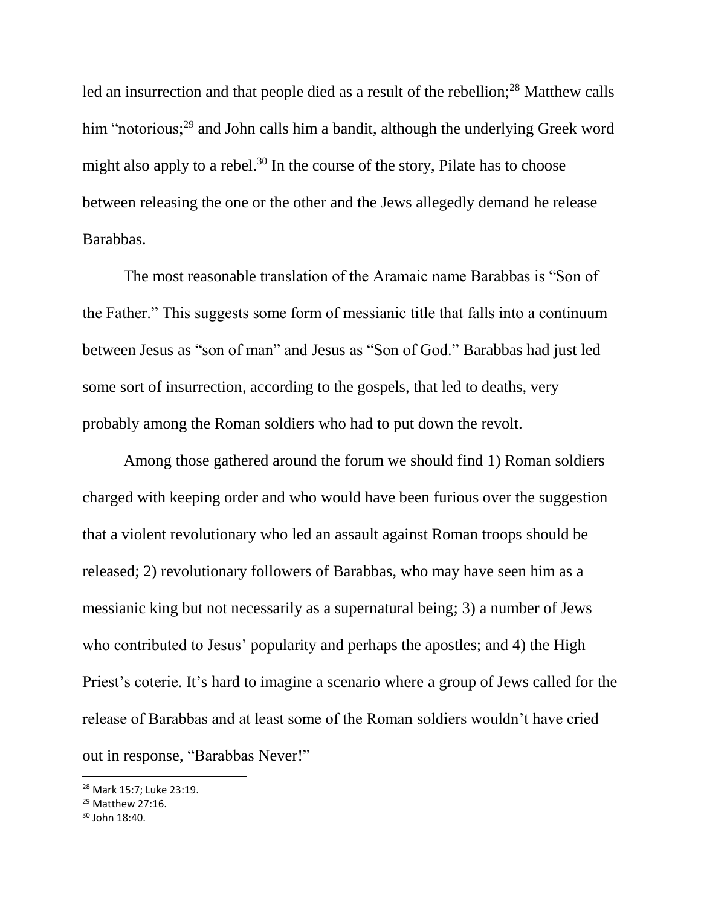led an insurrection and that people died as a result of the rebellion;[28] Matthew calls him "notorious;[29] and John calls him a bandit, although the underlying Greek word might also apply to a rebel.[30] In the course of the story, Pilate has to choose between releasing the one or the other and the Jews allegedly demand he release Barabbas.

The most reasonable translation of the Aramaic name Barabbas is "Son of the Father." This suggests some form of messianic title that falls into a continuum between Jesus as "son of man" and Jesus as "Son of God." Barabbas had just led some sort of insurrection, according to the gospels, that led to deaths, very probably among the Roman soldiers who had to put down the revolt.

Among those gathered around the forum we should find 1) Roman soldiers charged with keeping order and who would have been furious over the suggestion that a violent revolutionary who led an assault against Roman troops should be released; 2) revolutionary followers of Barabbas, who may have seen him as a messianic king but not necessarily as a supernatural being; 3) a number of Jews who contributed to Jesus' popularity and perhaps the apostles; and 4) the High Priest's coterie. It's hard to imagine a scenario where a group of Jews called for the release of Barabbas and at least some of the Roman soldiers wouldn't have cried out in response, "Barabbas Never!"

---

[28] Mark 15:7; Luke 23:19.

[29] Matthew 27:16.

[30] John 18:40.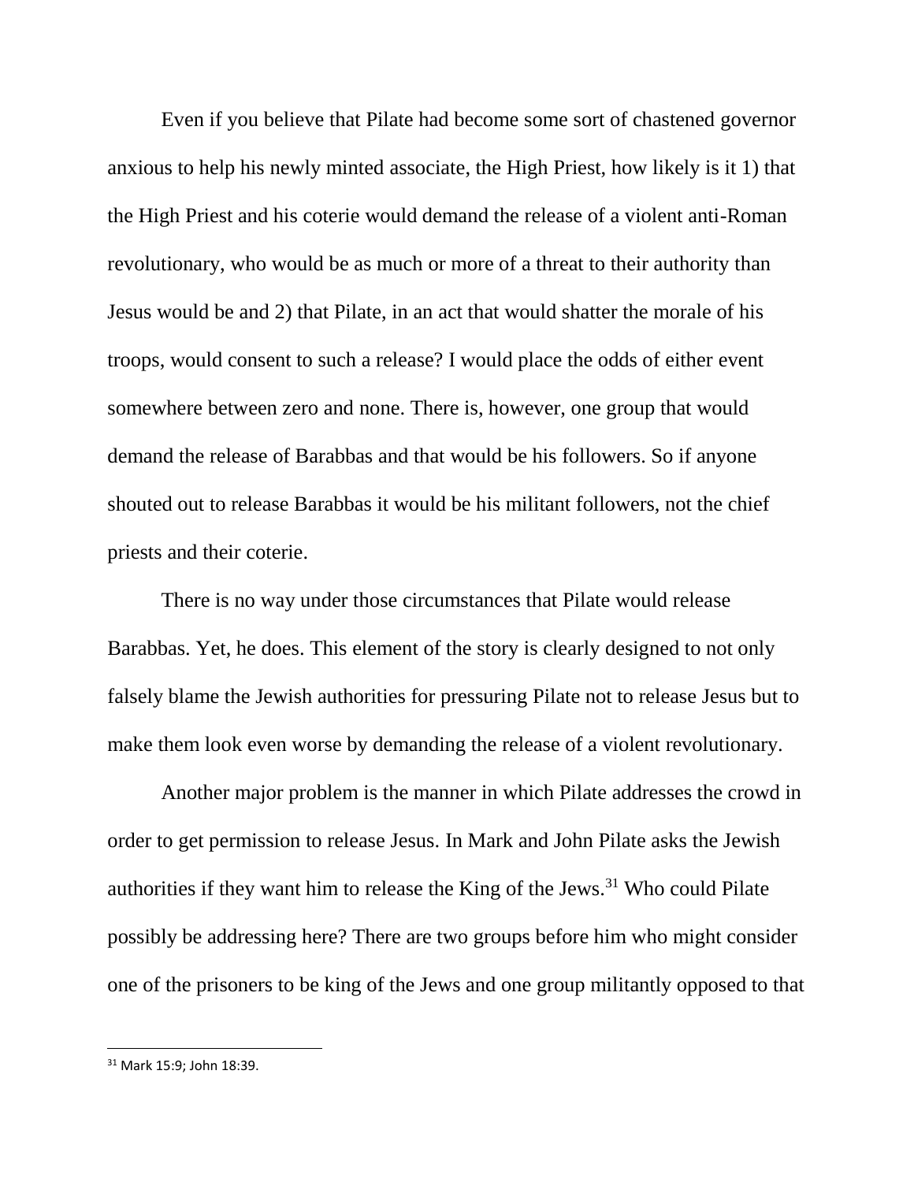Even if you believe that Pilate had become some sort of chastened governor anxious to help his newly minted associate, the High Priest, how likely is it 1) that the High Priest and his coterie would demand the release of a violent anti-Roman revolutionary, who would be as much or more of a threat to their authority than Jesus would be and 2) that Pilate, in an act that would shatter the morale of his troops, would consent to such a release? I would place the odds of either event somewhere between zero and none. There is, however, one group that would demand the release of Barabbas and that would be his followers. So if anyone shouted out to release Barabbas it would be his militant followers, not the chief priests and their coterie.

There is no way under those circumstances that Pilate would release Barabbas. Yet, he does. This element of the story is clearly designed to not only falsely blame the Jewish authorities for pressuring Pilate not to release Jesus but to make them look even worse by demanding the release of a violent revolutionary.

Another major problem is the manner in which Pilate addresses the crowd in order to get permission to release Jesus. In Mark and John Pilate asks the Jewish authorities if they want him to release the King of the Jews.[31] Who could Pilate possibly be addressing here? There are two groups before him who might consider one of the prisoners to be king of the Jews and one group militantly opposed to that

[31] Mark 15:9; John 18:39.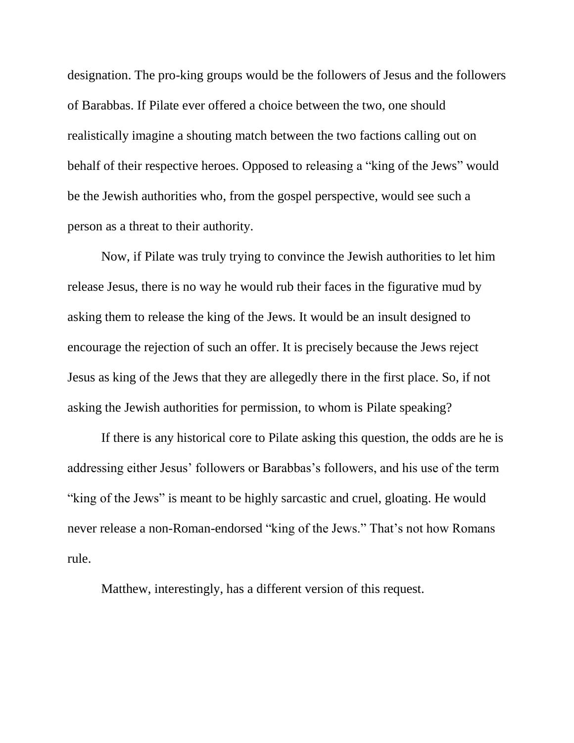designation. The pro-king groups would be the followers of Jesus and the followers of Barabbas. If Pilate ever offered a choice between the two, one should realistically imagine a shouting match between the two factions calling out on behalf of their respective heroes. Opposed to releasing a "king of the Jews" would be the Jewish authorities who, from the gospel perspective, would see such a person as a threat to their authority.

Now, if Pilate was truly trying to convince the Jewish authorities to let him release Jesus, there is no way he would rub their faces in the figurative mud by asking them to release the king of the Jews. It would be an insult designed to encourage the rejection of such an offer. It is precisely because the Jews reject Jesus as king of the Jews that they are allegedly there in the first place. So, if not asking the Jewish authorities for permission, to whom is Pilate speaking?

If there is any historical core to Pilate asking this question, the odds are he is addressing either Jesus' followers or Barabbas's followers, and his use of the term "king of the Jews" is meant to be highly sarcastic and cruel, gloating. He would never release a non-Roman-endorsed "king of the Jews." That's not how Romans rule.

Matthew, interestingly, has a different version of this request.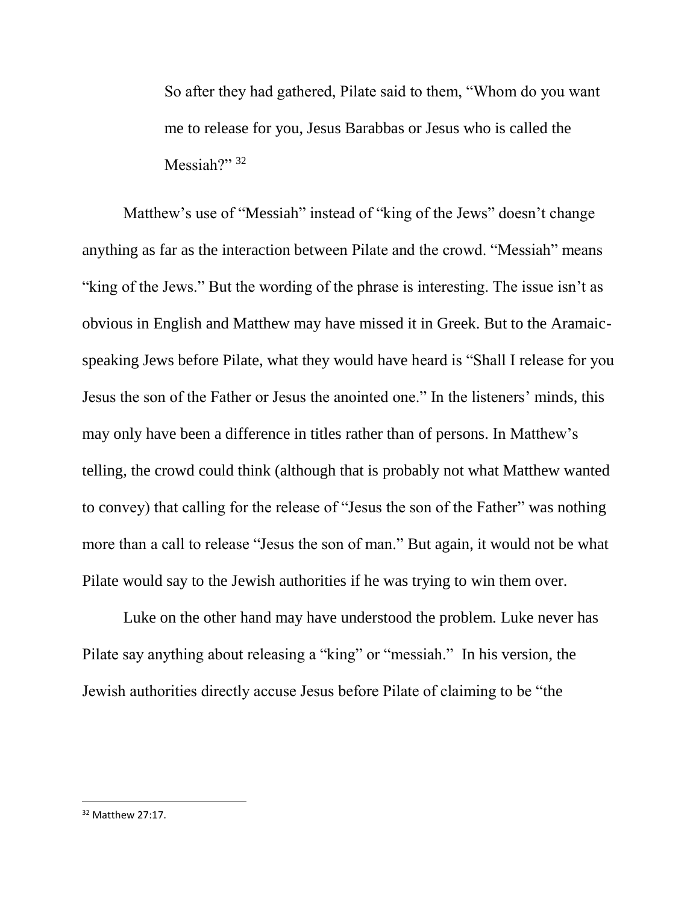> So after they had gathered, Pilate said to them, "Whom do you want me to release for you, Jesus Barabbas or Jesus who is called the Messiah?" [32]

Matthew's use of "Messiah" instead of "king of the Jews" doesn't change anything as far as the interaction between Pilate and the crowd. "Messiah" means "king of the Jews." But the wording of the phrase is interesting. The issue isn't as obvious in English and Matthew may have missed it in Greek. But to the Aramaic-speaking Jews before Pilate, what they would have heard is "Shall I release for you Jesus the son of the Father or Jesus the anointed one." In the listeners' minds, this may only have been a difference in titles rather than of persons. In Matthew's telling, the crowd could think (although that is probably not what Matthew wanted to convey) that calling for the release of "Jesus the son of the Father" was nothing more than a call to release "Jesus the son of man." But again, it would not be what Pilate would say to the Jewish authorities if he was trying to win them over.

Luke on the other hand may have understood the problem. Luke never has Pilate say anything about releasing a "king" or "messiah." In his version, the Jewish authorities directly accuse Jesus before Pilate of claiming to be "the

---

[32] Matthew 27:17.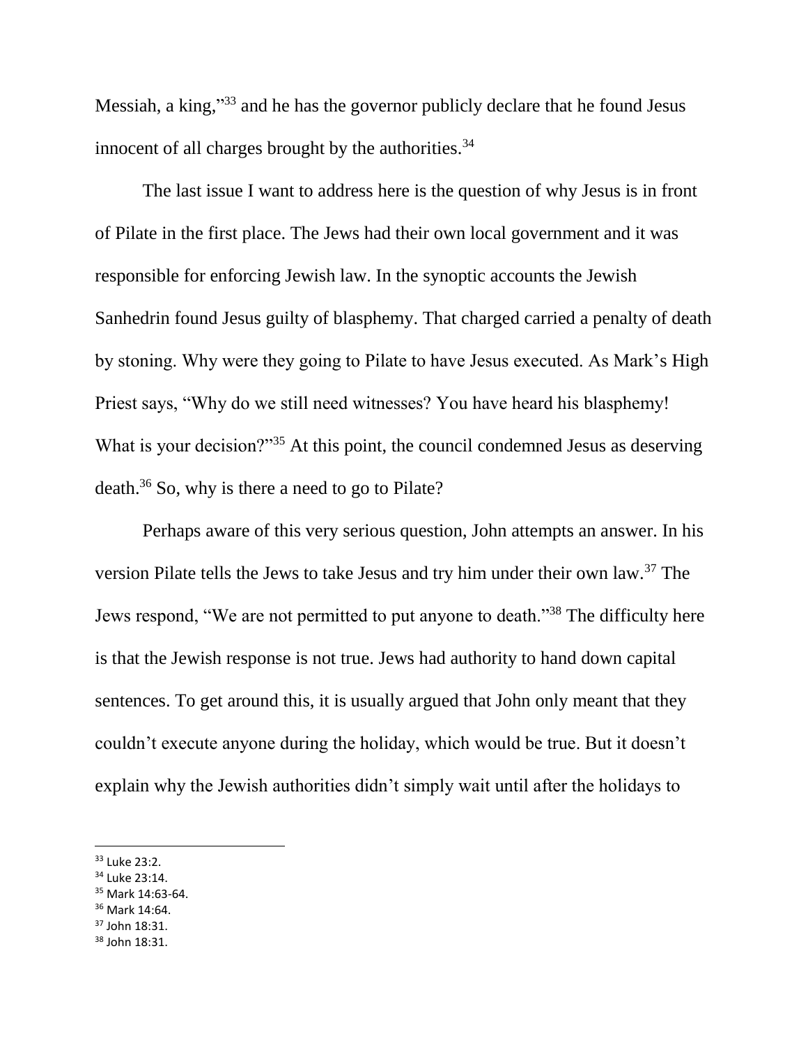Messiah, a king,"[33] and he has the governor publicly declare that he found Jesus innocent of all charges brought by the authorities.[34]

The last issue I want to address here is the question of why Jesus is in front of Pilate in the first place. The Jews had their own local government and it was responsible for enforcing Jewish law. In the synoptic accounts the Jewish Sanhedrin found Jesus guilty of blasphemy. That charged carried a penalty of death by stoning. Why were they going to Pilate to have Jesus executed. As Mark's High Priest says, "Why do we still need witnesses? You have heard his blasphemy! What is your decision?"[35] At this point, the council condemned Jesus as deserving death.[36] So, why is there a need to go to Pilate?

Perhaps aware of this very serious question, John attempts an answer. In his version Pilate tells the Jews to take Jesus and try him under their own law.[37] The Jews respond, "We are not permitted to put anyone to death."[38] The difficulty here is that the Jewish response is not true. Jews had authority to hand down capital sentences. To get around this, it is usually argued that John only meant that they couldn't execute anyone during the holiday, which would be true. But it doesn't explain why the Jewish authorities didn't simply wait until after the holidays to

---

[33] Luke 23:2.
[34] Luke 23:14.
[35] Mark 14:63-64.
[36] Mark 14:64.
[37] John 18:31.
[38] John 18:31.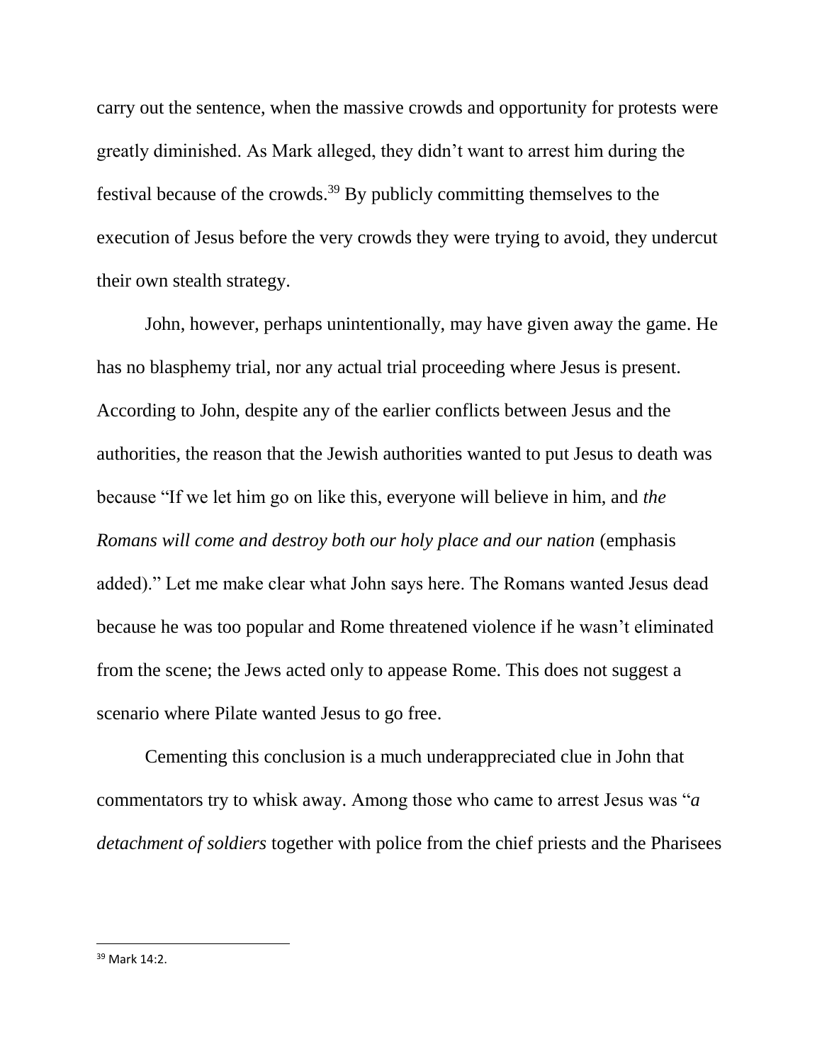carry out the sentence, when the massive crowds and opportunity for protests were greatly diminished. As Mark alleged, they didn't want to arrest him during the festival because of the crowds.[39] By publicly committing themselves to the execution of Jesus before the very crowds they were trying to avoid, they undercut their own stealth strategy.

John, however, perhaps unintentionally, may have given away the game. He has no blasphemy trial, nor any actual trial proceeding where Jesus is present. According to John, despite any of the earlier conflicts between Jesus and the authorities, the reason that the Jewish authorities wanted to put Jesus to death was because "If we let him go on like this, everyone will believe in him, and *the Romans will come and destroy both our holy place and our nation* (emphasis added)." Let me make clear what John says here. The Romans wanted Jesus dead because he was too popular and Rome threatened violence if he wasn't eliminated from the scene; the Jews acted only to appease Rome. This does not suggest a scenario where Pilate wanted Jesus to go free.

Cementing this conclusion is a much underappreciated clue in John that commentators try to whisk away. Among those who came to arrest Jesus was "*a detachment of soldiers* together with police from the chief priests and the Pharisees

---

[39] Mark 14:2.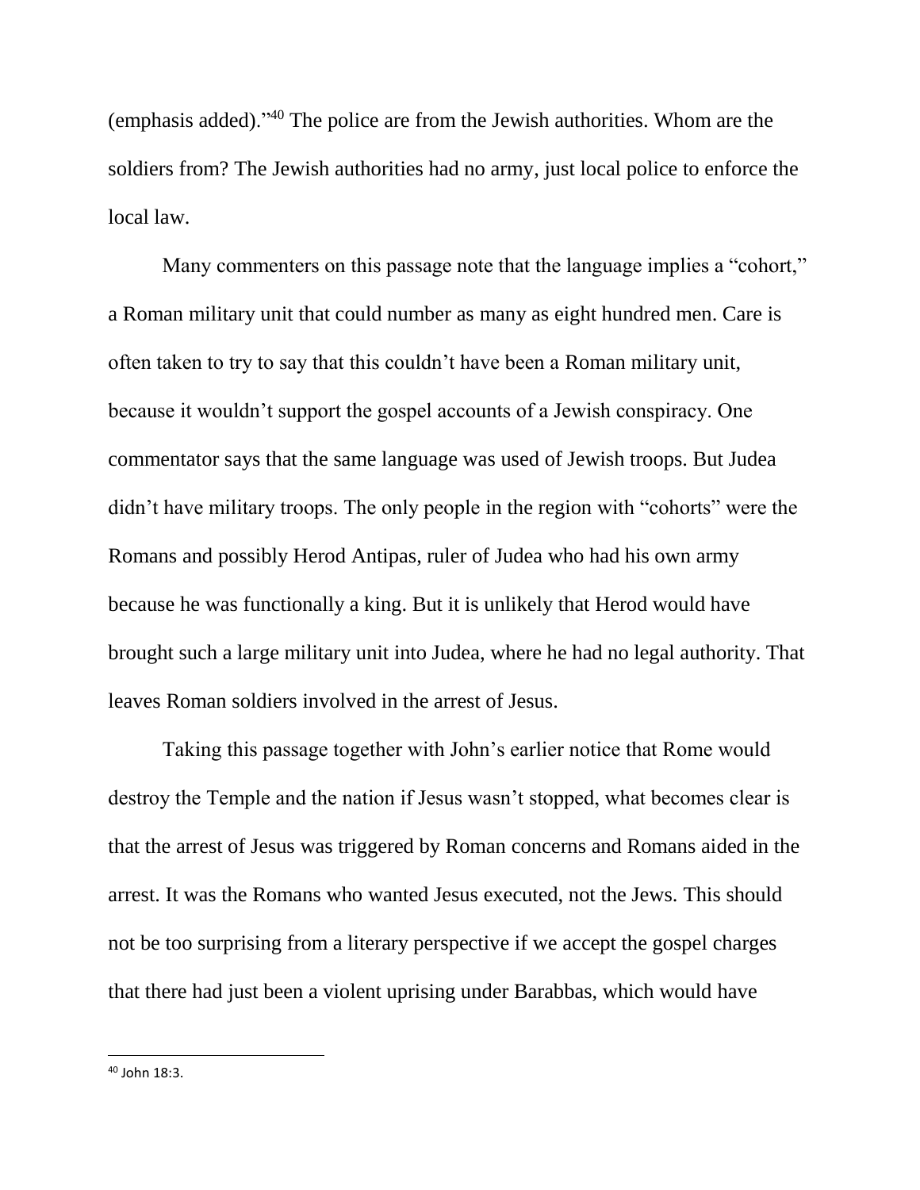(emphasis added)."[40] The police are from the Jewish authorities. Whom are the soldiers from? The Jewish authorities had no army, just local police to enforce the local law.

Many commenters on this passage note that the language implies a "cohort," a Roman military unit that could number as many as eight hundred men. Care is often taken to try to say that this couldn't have been a Roman military unit, because it wouldn't support the gospel accounts of a Jewish conspiracy. One commentator says that the same language was used of Jewish troops. But Judea didn't have military troops. The only people in the region with "cohorts" were the Romans and possibly Herod Antipas, ruler of Judea who had his own army because he was functionally a king. But it is unlikely that Herod would have brought such a large military unit into Judea, where he had no legal authority. That leaves Roman soldiers involved in the arrest of Jesus.

Taking this passage together with John's earlier notice that Rome would destroy the Temple and the nation if Jesus wasn't stopped, what becomes clear is that the arrest of Jesus was triggered by Roman concerns and Romans aided in the arrest. It was the Romans who wanted Jesus executed, not the Jews. This should not be too surprising from a literary perspective if we accept the gospel charges that there had just been a violent uprising under Barabbas, which would have

[40] John 18:3.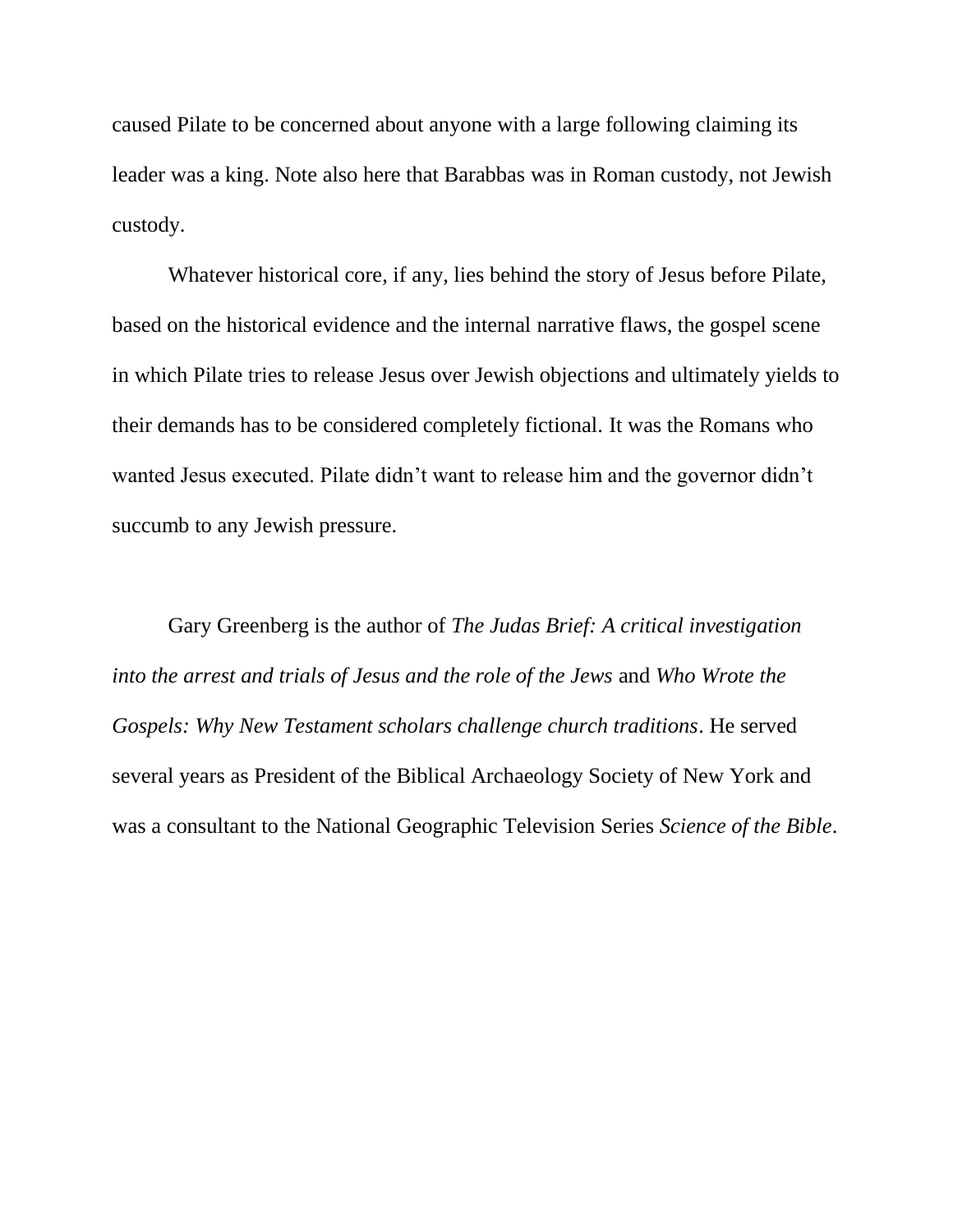caused Pilate to be concerned about anyone with a large following claiming its leader was a king. Note also here that Barabbas was in Roman custody, not Jewish custody.

Whatever historical core, if any, lies behind the story of Jesus before Pilate, based on the historical evidence and the internal narrative flaws, the gospel scene in which Pilate tries to release Jesus over Jewish objections and ultimately yields to their demands has to be considered completely fictional. It was the Romans who wanted Jesus executed. Pilate didn't want to release him and the governor didn't succumb to any Jewish pressure.

Gary Greenberg is the author of *The Judas Brief: A critical investigation into the arrest and trials of Jesus and the role of the Jews* and *Who Wrote the Gospels: Why New Testament scholars challenge church traditions*. He served several years as President of the Biblical Archaeology Society of New York and was a consultant to the National Geographic Television Series *Science of the Bible*.